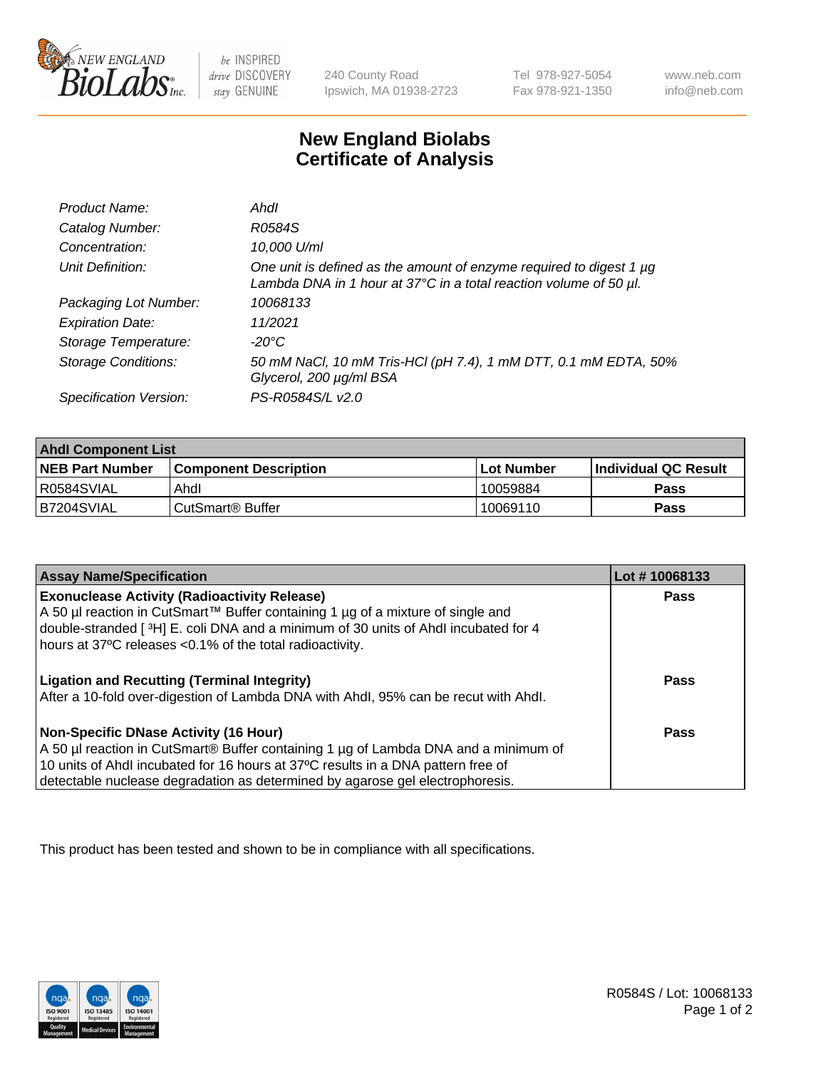240 County Road
Ipswich, MA 01938-2723

Tel 978-927-5054
Fax 978-921-1350

www.neb.com
info@neb.com

# New England Biolabs
# Certificate of Analysis

| | |
|---|---|
| *Product Name:* | *AhdI* |
| *Catalog Number:* | *R0584S* |
| *Concentration:* | *10,000 U/ml* |
| *Unit Definition:* | *One unit is defined as the amount of enzyme required to digest 1 µg Lambda DNA in 1 hour at 37°C in a total reaction volume of 50 µl.* |
| *Packaging Lot Number:* | *10068133* |
| *Expiration Date:* | *11/2021* |
| *Storage Temperature:* | *-20°C* |
| *Storage Conditions:* | *50 mM NaCl, 10 mM Tris-HCl (pH 7.4), 1 mM DTT, 0.1 mM EDTA, 50% Glycerol, 200 µg/ml BSA* |
| *Specification Version:* | *PS-R0584S/L v2.0* |

| AhdI Component List | | | |
|---|---|---|---|
| **NEB Part Number** | **Component Description** | **Lot Number** | **Individual QC Result** |
| R0584SVIAL | AhdI | 10059884 | **Pass** |
| B7204SVIAL | CutSmart® Buffer | 10069110 | **Pass** |

| Assay Name/Specification | Lot # 10068133 |
|---|---|
| **Exonuclease Activity (Radioactivity Release)**<br>A 50 µl reaction in CutSmart™ Buffer containing 1 µg of a mixture of single and double-stranded [ $^3$H] E. coli DNA and a minimum of 30 units of AhdI incubated for 4 hours at 37ºC releases <0.1% of the total radioactivity. | **Pass** |
| **Ligation and Recutting (Terminal Integrity)**<br>After a 10-fold over-digestion of Lambda DNA with AhdI, 95% can be recut with AhdI. | **Pass** |
| **Non-Specific DNase Activity (16 Hour)**<br>A 50 µl reaction in CutSmart® Buffer containing 1 µg of Lambda DNA and a minimum of 10 units of AhdI incubated for 16 hours at 37ºC results in a DNA pattern free of detectable nuclease degradation as determined by agarose gel electrophoresis. | **Pass** |

This product has been tested and shown to be in compliance with all specifications.

R0584S / Lot: 10068133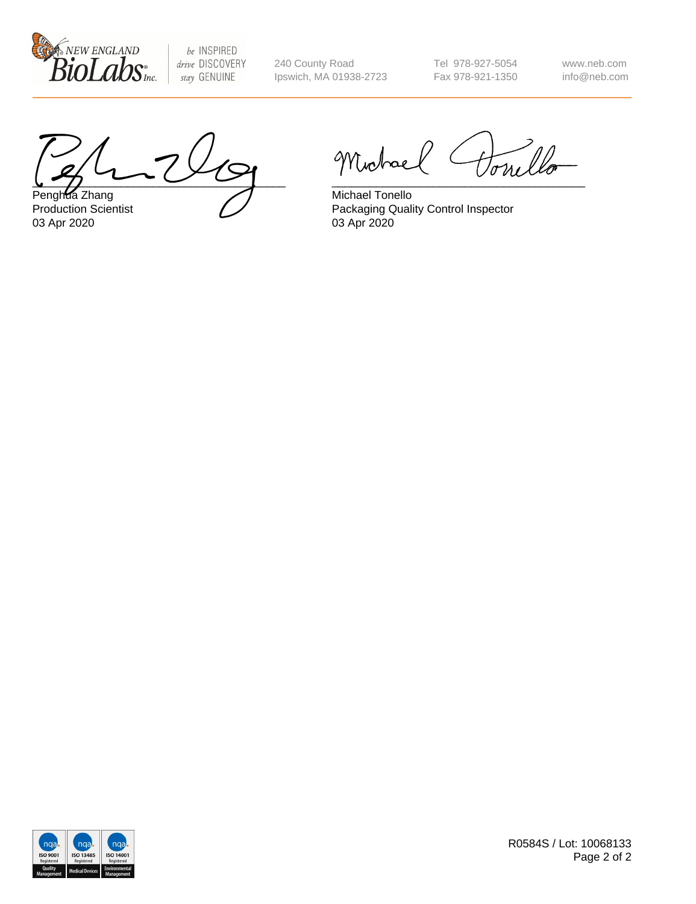240 County Road
Ipswich, MA 01938-2723

Tel 978-927-5054
Fax 978-921-1350

www.neb.com
info@neb.com

Penghua Zhang
Production Scientist
03 Apr 2020

Michael Tonello
Packaging Quality Control Inspector
03 Apr 2020

R0584S / Lot: 10068133